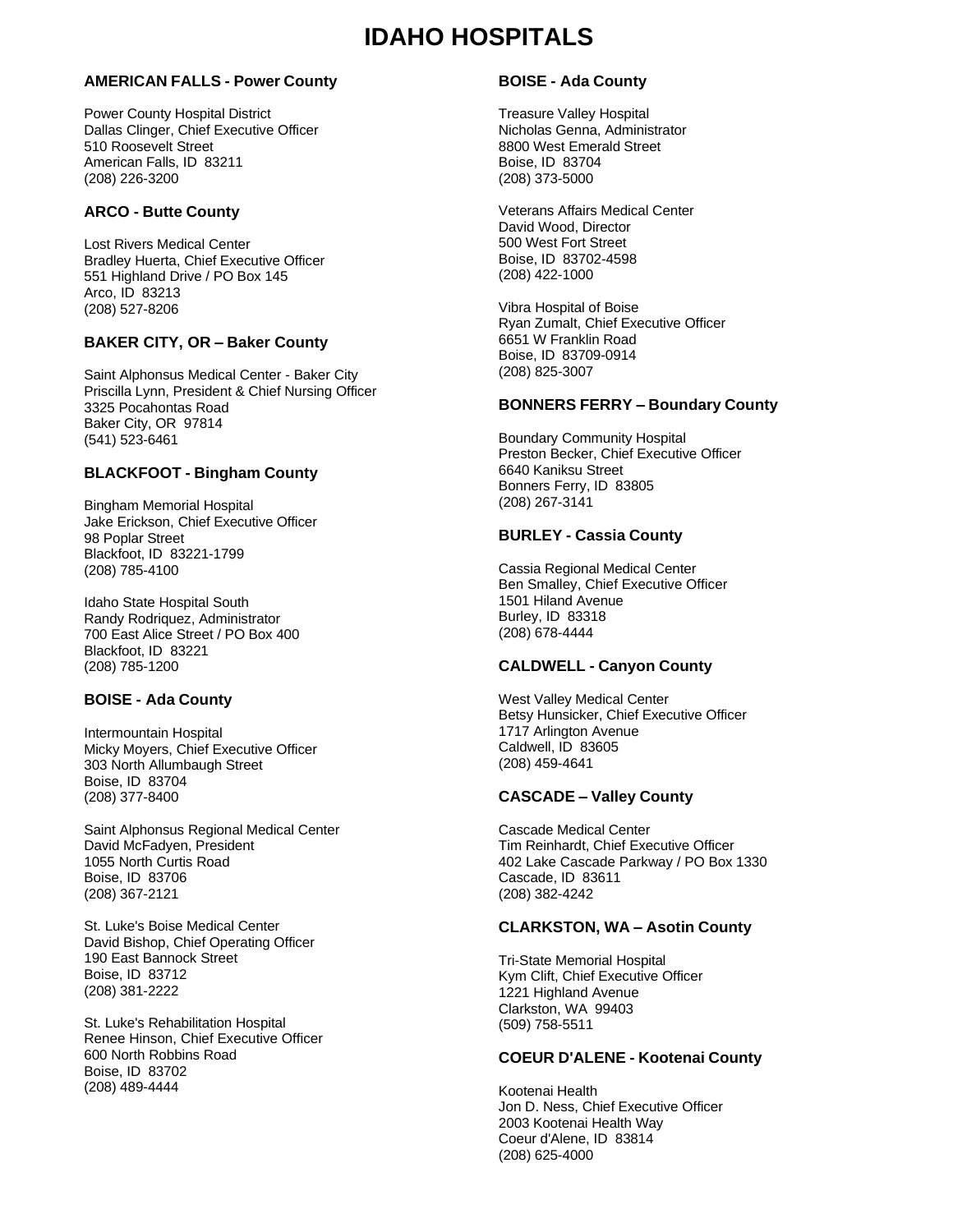# IDAHO HOSPITALS

### AMERICAN FALLS - Power County

Power County Hospital District
Dallas Clinger, Chief Executive Officer
510 Roosevelt Street
American Falls, ID 83211
(208) 226-3200

### ARCO - Butte County

Lost Rivers Medical Center
Bradley Huerta, Chief Executive Officer
551 Highland Drive / PO Box 145
Arco, ID 83213
(208) 527-8206

### BAKER CITY, OR – Baker County

Saint Alphonsus Medical Center - Baker City
Priscilla Lynn, President & Chief Nursing Officer
3325 Pocahontas Road
Baker City, OR 97814
(541) 523-6461

### BLACKFOOT - Bingham County

Bingham Memorial Hospital
Jake Erickson, Chief Executive Officer
98 Poplar Street
Blackfoot, ID 83221-1799
(208) 785-4100

Idaho State Hospital South
Randy Rodriquez, Administrator
700 East Alice Street / PO Box 400
Blackfoot, ID 83221
(208) 785-1200

### BOISE - Ada County

Intermountain Hospital
Micky Moyers, Chief Executive Officer
303 North Allumbaugh Street
Boise, ID 83704
(208) 377-8400

Saint Alphonsus Regional Medical Center
David McFadyen, President
1055 North Curtis Road
Boise, ID 83706
(208) 367-2121

St. Luke's Boise Medical Center
David Bishop, Chief Operating Officer
190 East Bannock Street
Boise, ID 83712
(208) 381-2222

St. Luke's Rehabilitation Hospital
Renee Hinson, Chief Executive Officer
600 North Robbins Road
Boise, ID 83702
(208) 489-4444

### BOISE - Ada County

Treasure Valley Hospital
Nicholas Genna, Administrator
8800 West Emerald Street
Boise, ID 83704
(208) 373-5000

Veterans Affairs Medical Center
David Wood, Director
500 West Fort Street
Boise, ID 83702-4598
(208) 422-1000

Vibra Hospital of Boise
Ryan Zumalt, Chief Executive Officer
6651 W Franklin Road
Boise, ID 83709-0914
(208) 825-3007

### BONNERS FERRY – Boundary County

Boundary Community Hospital
Preston Becker, Chief Executive Officer
6640 Kaniksu Street
Bonners Ferry, ID 83805
(208) 267-3141

### BURLEY - Cassia County

Cassia Regional Medical Center
Ben Smalley, Chief Executive Officer
1501 Hiland Avenue
Burley, ID 83318
(208) 678-4444

### CALDWELL - Canyon County

West Valley Medical Center
Betsy Hunsicker, Chief Executive Officer
1717 Arlington Avenue
Caldwell, ID 83605
(208) 459-4641

### CASCADE – Valley County

Cascade Medical Center
Tim Reinhardt, Chief Executive Officer
402 Lake Cascade Parkway / PO Box 1330
Cascade, ID 83611
(208) 382-4242

### CLARKSTON, WA – Asotin County

Tri-State Memorial Hospital
Kym Clift, Chief Executive Officer
1221 Highland Avenue
Clarkston, WA 99403
(509) 758-5511

### COEUR D'ALENE - Kootenai County

Kootenai Health
Jon D. Ness, Chief Executive Officer
2003 Kootenai Health Way
Coeur d'Alene, ID 83814
(208) 625-4000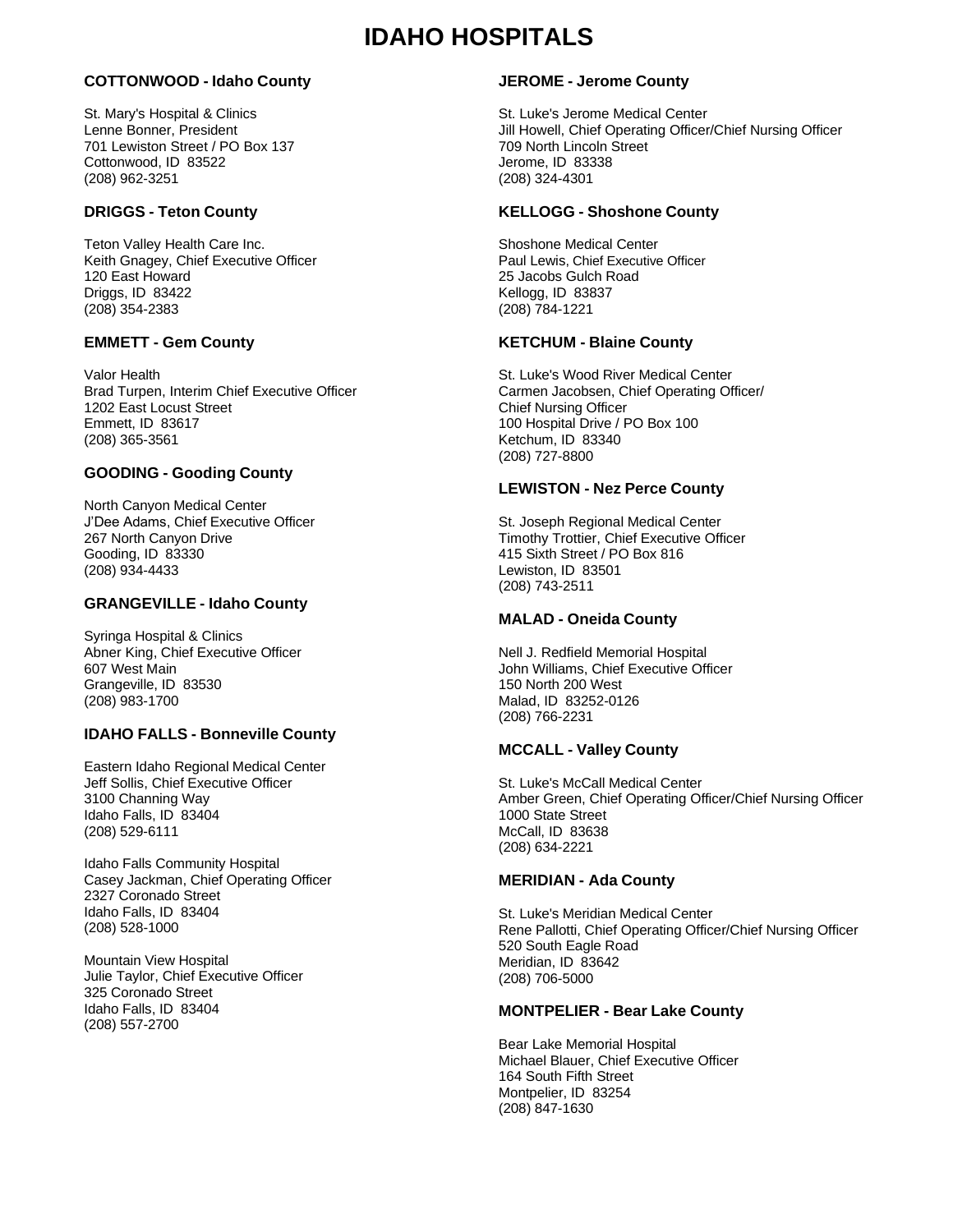# IDAHO HOSPITALS

### COTTONWOOD - Idaho County

St. Mary's Hospital & Clinics
Lenne Bonner, President
701 Lewiston Street / PO Box 137
Cottonwood, ID 83522
(208) 962-3251

### DRIGGS - Teton County

Teton Valley Health Care Inc.
Keith Gnagey, Chief Executive Officer
120 East Howard
Driggs, ID 83422
(208) 354-2383

### EMMETT - Gem County

Valor Health
Brad Turpen, Interim Chief Executive Officer
1202 East Locust Street
Emmett, ID 83617
(208) 365-3561

### GOODING - Gooding County

North Canyon Medical Center
J'Dee Adams, Chief Executive Officer
267 North Canyon Drive
Gooding, ID 83330
(208) 934-4433

### GRANGEVILLE - Idaho County

Syringa Hospital & Clinics
Abner King, Chief Executive Officer
607 West Main
Grangeville, ID 83530
(208) 983-1700

### IDAHO FALLS - Bonneville County

Eastern Idaho Regional Medical Center
Jeff Sollis, Chief Executive Officer
3100 Channing Way
Idaho Falls, ID 83404
(208) 529-6111

Idaho Falls Community Hospital
Casey Jackman, Chief Operating Officer
2327 Coronado Street
Idaho Falls, ID 83404
(208) 528-1000

Mountain View Hospital
Julie Taylor, Chief Executive Officer
325 Coronado Street
Idaho Falls, ID 83404
(208) 557-2700

### JEROME - Jerome County

St. Luke's Jerome Medical Center
Jill Howell, Chief Operating Officer/Chief Nursing Officer
709 North Lincoln Street
Jerome, ID 83338
(208) 324-4301

### KELLOGG - Shoshone County

Shoshone Medical Center
Paul Lewis, Chief Executive Officer
25 Jacobs Gulch Road
Kellogg, ID 83837
(208) 784-1221

### KETCHUM - Blaine County

St. Luke's Wood River Medical Center
Carmen Jacobsen, Chief Operating Officer/
Chief Nursing Officer
100 Hospital Drive / PO Box 100
Ketchum, ID 83340
(208) 727-8800

### LEWISTON - Nez Perce County

St. Joseph Regional Medical Center
Timothy Trottier, Chief Executive Officer
415 Sixth Street / PO Box 816
Lewiston, ID 83501
(208) 743-2511

### MALAD - Oneida County

Nell J. Redfield Memorial Hospital
John Williams, Chief Executive Officer
150 North 200 West
Malad, ID 83252-0126
(208) 766-2231

### MCCALL - Valley County

St. Luke's McCall Medical Center
Amber Green, Chief Operating Officer/Chief Nursing Officer
1000 State Street
McCall, ID 83638
(208) 634-2221

### MERIDIAN - Ada County

St. Luke's Meridian Medical Center
Rene Pallotti, Chief Operating Officer/Chief Nursing Officer
520 South Eagle Road
Meridian, ID 83642
(208) 706-5000

### MONTPELIER - Bear Lake County

Bear Lake Memorial Hospital
Michael Blauer, Chief Executive Officer
164 South Fifth Street
Montpelier, ID 83254
(208) 847-1630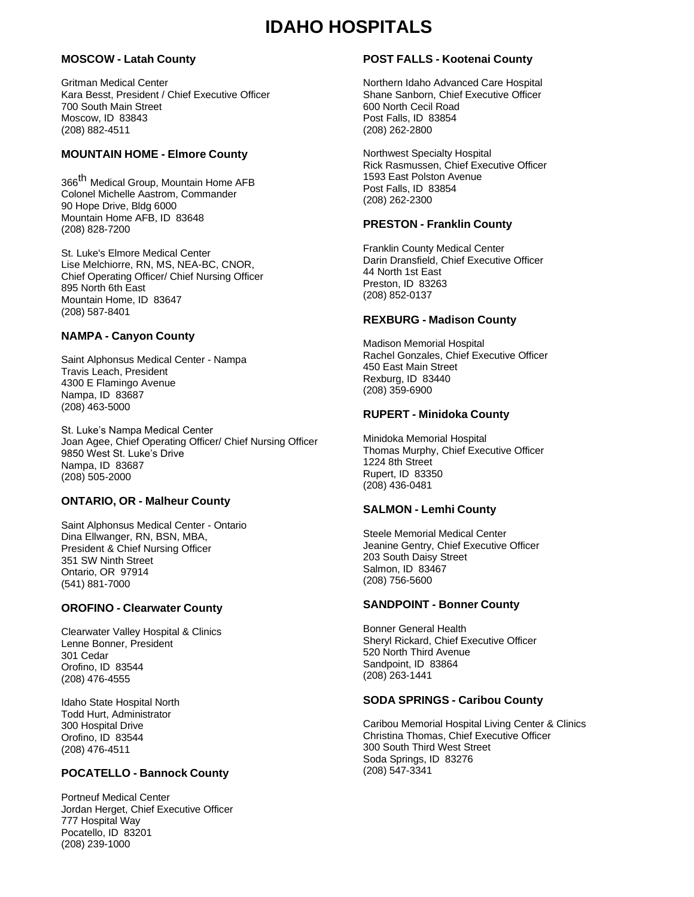# IDAHO HOSPITALS

### MOSCOW - Latah County

Gritman Medical Center
Kara Besst, President / Chief Executive Officer
700 South Main Street
Moscow, ID 83843
(208) 882-4511

### MOUNTAIN HOME - Elmore County

366th Medical Group, Mountain Home AFB
Colonel Michelle Aastrom, Commander
90 Hope Drive, Bldg 6000
Mountain Home AFB, ID 83648
(208) 828-7200

St. Luke's Elmore Medical Center
Lise Melchiorre, RN, MS, NEA-BC, CNOR,
Chief Operating Officer/ Chief Nursing Officer
895 North 6th East
Mountain Home, ID 83647
(208) 587-8401

### NAMPA - Canyon County

Saint Alphonsus Medical Center - Nampa
Travis Leach, President
4300 E Flamingo Avenue
Nampa, ID 83687
(208) 463-5000

St. Luke's Nampa Medical Center
Joan Agee, Chief Operating Officer/ Chief Nursing Officer
9850 West St. Luke's Drive
Nampa, ID 83687
(208) 505-2000

### ONTARIO, OR - Malheur County

Saint Alphonsus Medical Center - Ontario
Dina Ellwanger, RN, BSN, MBA,
President & Chief Nursing Officer
351 SW Ninth Street
Ontario, OR 97914
(541) 881-7000

### OROFINO - Clearwater County

Clearwater Valley Hospital & Clinics
Lenne Bonner, President
301 Cedar
Orofino, ID 83544
(208) 476-4555

Idaho State Hospital North
Todd Hurt, Administrator
300 Hospital Drive
Orofino, ID 83544
(208) 476-4511

### POCATELLO - Bannock County

Portneuf Medical Center
Jordan Herget, Chief Executive Officer
777 Hospital Way
Pocatello, ID 83201
(208) 239-1000

### POST FALLS - Kootenai County

Northern Idaho Advanced Care Hospital
Shane Sanborn, Chief Executive Officer
600 North Cecil Road
Post Falls, ID 83854
(208) 262-2800

Northwest Specialty Hospital
Rick Rasmussen, Chief Executive Officer
1593 East Polston Avenue
Post Falls, ID 83854
(208) 262-2300

### PRESTON - Franklin County

Franklin County Medical Center
Darin Dransfield, Chief Executive Officer
44 North 1st East
Preston, ID 83263
(208) 852-0137

### REXBURG - Madison County

Madison Memorial Hospital
Rachel Gonzales, Chief Executive Officer
450 East Main Street
Rexburg, ID 83440
(208) 359-6900

### RUPERT - Minidoka County

Minidoka Memorial Hospital
Thomas Murphy, Chief Executive Officer
1224 8th Street
Rupert, ID 83350
(208) 436-0481

### SALMON - Lemhi County

Steele Memorial Medical Center
Jeanine Gentry, Chief Executive Officer
203 South Daisy Street
Salmon, ID 83467
(208) 756-5600

### SANDPOINT - Bonner County

Bonner General Health
Sheryl Rickard, Chief Executive Officer
520 North Third Avenue
Sandpoint, ID 83864
(208) 263-1441

### SODA SPRINGS - Caribou County

Caribou Memorial Hospital Living Center & Clinics
Christina Thomas, Chief Executive Officer
300 South Third West Street
Soda Springs, ID 83276
(208) 547-3341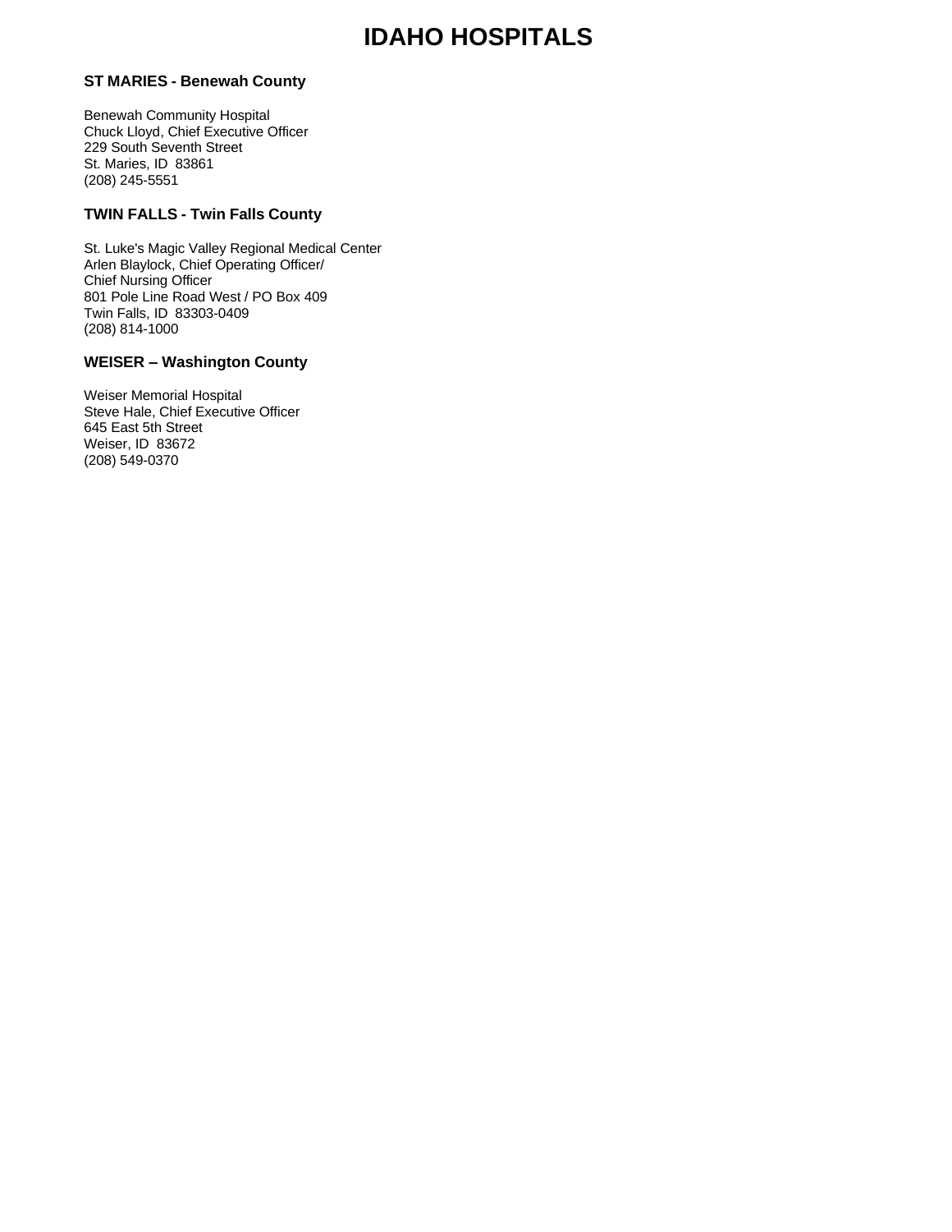# IDAHO HOSPITALS

### ST MARIES - Benewah County

Benewah Community Hospital
Chuck Lloyd, Chief Executive Officer
229 South Seventh Street
St. Maries, ID  83861
(208) 245-5551

### TWIN FALLS - Twin Falls County

St. Luke's Magic Valley Regional Medical Center
Arlen Blaylock, Chief Operating Officer/
Chief Nursing Officer
801 Pole Line Road West / PO Box 409
Twin Falls, ID  83303-0409
(208) 814-1000

### WEISER – Washington County

Weiser Memorial Hospital
Steve Hale, Chief Executive Officer
645 East 5th Street
Weiser, ID  83672
(208) 549-0370